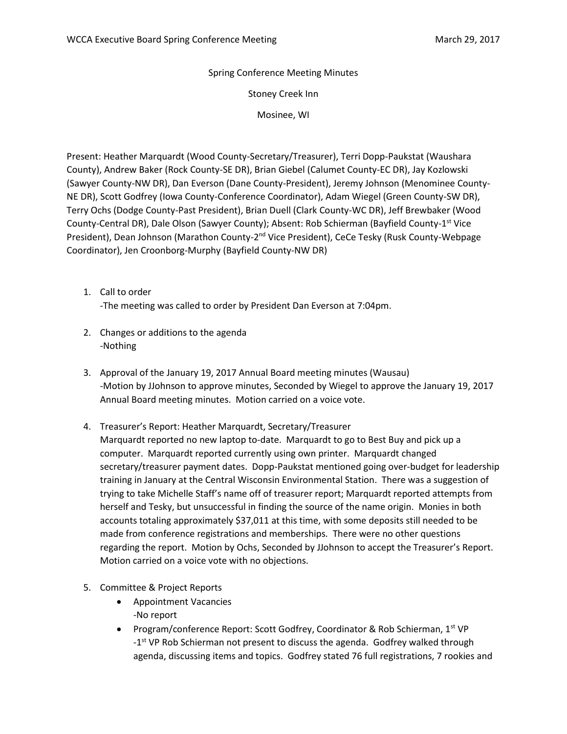Spring Conference Meeting Minutes

Stoney Creek Inn

Mosinee, WI

Present: Heather Marquardt (Wood County-Secretary/Treasurer), Terri Dopp-Paukstat (Waushara County), Andrew Baker (Rock County-SE DR), Brian Giebel (Calumet County-EC DR), Jay Kozlowski (Sawyer County-NW DR), Dan Everson (Dane County-President), Jeremy Johnson (Menominee County-NE DR), Scott Godfrey (Iowa County-Conference Coordinator), Adam Wiegel (Green County-SW DR), Terry Ochs (Dodge County-Past President), Brian Duell (Clark County-WC DR), Jeff Brewbaker (Wood County-Central DR), Dale Olson (Sawyer County); Absent: Rob Schierman (Bayfield County-1st Vice President), Dean Johnson (Marathon County-2nd Vice President), CeCe Tesky (Rusk County-Webpage Coordinator), Jen Croonborg-Murphy (Bayfield County-NW DR)

1. Call to order
   -The meeting was called to order by President Dan Everson at 7:04pm.

2. Changes or additions to the agenda
   -Nothing

3. Approval of the January 19, 2017 Annual Board meeting minutes (Wausau)
   -Motion by JJohnson to approve minutes, Seconded by Wiegel to approve the January 19, 2017 Annual Board meeting minutes. Motion carried on a voice vote.

4. Treasurer's Report: Heather Marquardt, Secretary/Treasurer
   Marquardt reported no new laptop to-date. Marquardt to go to Best Buy and pick up a computer. Marquardt reported currently using own printer. Marquardt changed secretary/treasurer payment dates. Dopp-Paukstat mentioned going over-budget for leadership training in January at the Central Wisconsin Environmental Station. There was a suggestion of trying to take Michelle Staff's name off of treasurer report; Marquardt reported attempts from herself and Tesky, but unsuccessful in finding the source of the name origin. Monies in both accounts totaling approximately $37,011 at this time, with some deposits still needed to be made from conference registrations and memberships. There were no other questions regarding the report. Motion by Ochs, Seconded by JJohnson to accept the Treasurer's Report. Motion carried on a voice vote with no objections.

5. Committee & Project Reports
   - Appointment Vacancies
     -No report
   - Program/conference Report: Scott Godfrey, Coordinator & Rob Schierman, 1st VP
     -1st VP Rob Schierman not present to discuss the agenda. Godfrey walked through agenda, discussing items and topics. Godfrey stated 76 full registrations, 7 rookies and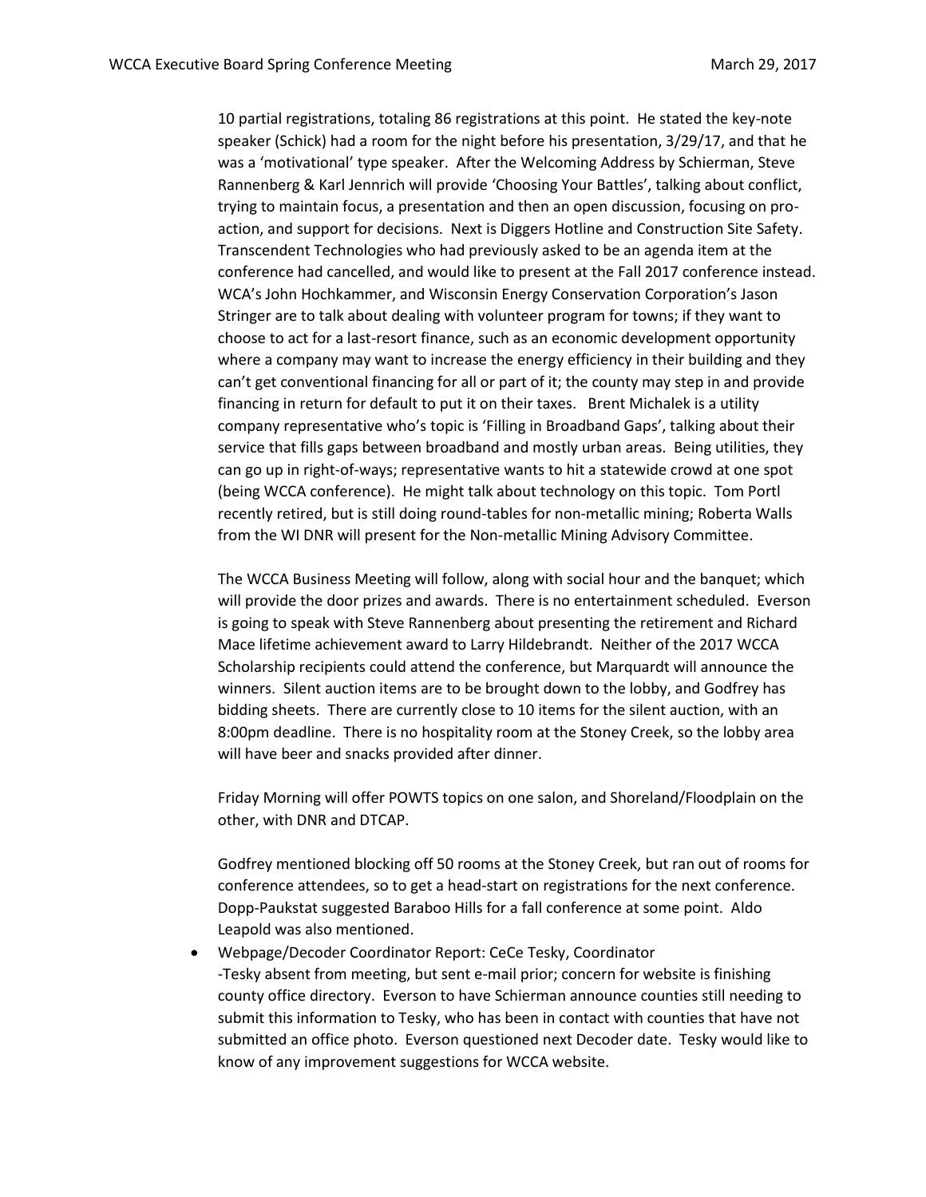10 partial registrations, totaling 86 registrations at this point. He stated the key-note speaker (Schick) had a room for the night before his presentation, 3/29/17, and that he was a 'motivational' type speaker. After the Welcoming Address by Schierman, Steve Rannenberg & Karl Jennrich will provide 'Choosing Your Battles', talking about conflict, trying to maintain focus, a presentation and then an open discussion, focusing on pro-action, and support for decisions. Next is Diggers Hotline and Construction Site Safety. Transcendent Technologies who had previously asked to be an agenda item at the conference had cancelled, and would like to present at the Fall 2017 conference instead. WCA's John Hochkammer, and Wisconsin Energy Conservation Corporation's Jason Stringer are to talk about dealing with volunteer program for towns; if they want to choose to act for a last-resort finance, such as an economic development opportunity where a company may want to increase the energy efficiency in their building and they can't get conventional financing for all or part of it; the county may step in and provide financing in return for default to put it on their taxes. Brent Michalek is a utility company representative who's topic is 'Filling in Broadband Gaps', talking about their service that fills gaps between broadband and mostly urban areas. Being utilities, they can go up in right-of-ways; representative wants to hit a statewide crowd at one spot (being WCCA conference). He might talk about technology on this topic. Tom Portl recently retired, but is still doing round-tables for non-metallic mining; Roberta Walls from the WI DNR will present for the Non-metallic Mining Advisory Committee.

The WCCA Business Meeting will follow, along with social hour and the banquet; which will provide the door prizes and awards. There is no entertainment scheduled. Everson is going to speak with Steve Rannenberg about presenting the retirement and Richard Mace lifetime achievement award to Larry Hildebrandt. Neither of the 2017 WCCA Scholarship recipients could attend the conference, but Marquardt will announce the winners. Silent auction items are to be brought down to the lobby, and Godfrey has bidding sheets. There are currently close to 10 items for the silent auction, with an 8:00pm deadline. There is no hospitality room at the Stoney Creek, so the lobby area will have beer and snacks provided after dinner.

Friday Morning will offer POWTS topics on one salon, and Shoreland/Floodplain on the other, with DNR and DTCAP.

Godfrey mentioned blocking off 50 rooms at the Stoney Creek, but ran out of rooms for conference attendees, so to get a head-start on registrations for the next conference. Dopp-Paukstat suggested Baraboo Hills for a fall conference at some point. Aldo Leapold was also mentioned.

- Webpage/Decoder Coordinator Report: CeCe Tesky, Coordinator
  -Tesky absent from meeting, but sent e-mail prior; concern for website is finishing county office directory. Everson to have Schierman announce counties still needing to submit this information to Tesky, who has been in contact with counties that have not submitted an office photo. Everson questioned next Decoder date. Tesky would like to know of any improvement suggestions for WCCA website.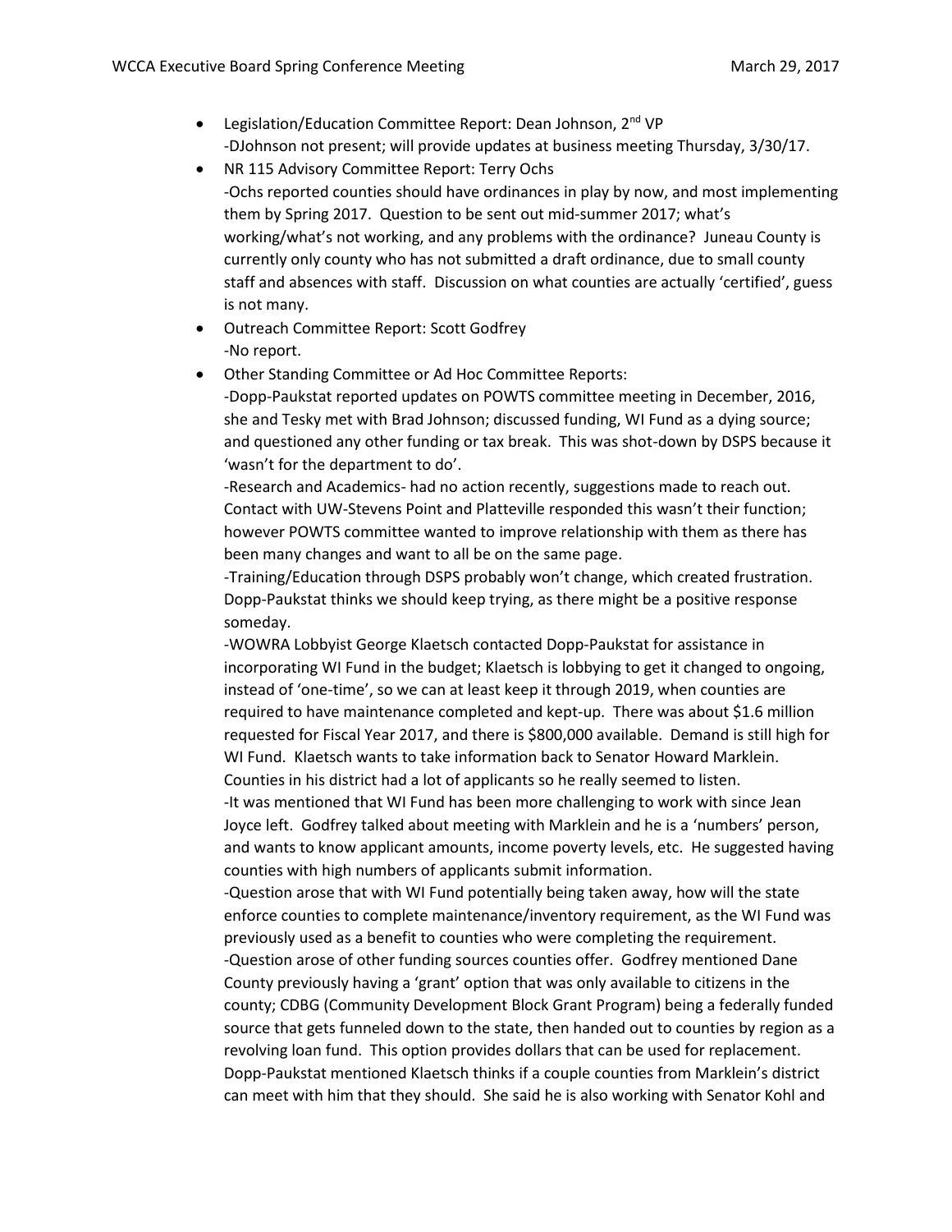- Legislation/Education Committee Report: Dean Johnson, 2nd VP
  -DJohnson not present; will provide updates at business meeting Thursday, 3/30/17.
- NR 115 Advisory Committee Report: Terry Ochs
  -Ochs reported counties should have ordinances in play by now, and most implementing them by Spring 2017. Question to be sent out mid-summer 2017; what's working/what's not working, and any problems with the ordinance? Juneau County is currently only county who has not submitted a draft ordinance, due to small county staff and absences with staff. Discussion on what counties are actually 'certified', guess is not many.
- Outreach Committee Report: Scott Godfrey
  -No report.
- Other Standing Committee or Ad Hoc Committee Reports:
  -Dopp-Paukstat reported updates on POWTS committee meeting in December, 2016, she and Tesky met with Brad Johnson; discussed funding, WI Fund as a dying source; and questioned any other funding or tax break. This was shot-down by DSPS because it 'wasn't for the department to do'.
  -Research and Academics- had no action recently, suggestions made to reach out. Contact with UW-Stevens Point and Platteville responded this wasn't their function; however POWTS committee wanted to improve relationship with them as there has been many changes and want to all be on the same page.
  -Training/Education through DSPS probably won't change, which created frustration. Dopp-Paukstat thinks we should keep trying, as there might be a positive response someday.
  -WOWRA Lobbyist George Klaetsch contacted Dopp-Paukstat for assistance in incorporating WI Fund in the budget; Klaetsch is lobbying to get it changed to ongoing, instead of 'one-time', so we can at least keep it through 2019, when counties are required to have maintenance completed and kept-up. There was about $1.6 million requested for Fiscal Year 2017, and there is $800,000 available. Demand is still high for WI Fund. Klaetsch wants to take information back to Senator Howard Marklein. Counties in his district had a lot of applicants so he really seemed to listen.
  -It was mentioned that WI Fund has been more challenging to work with since Jean Joyce left. Godfrey talked about meeting with Marklein and he is a 'numbers' person, and wants to know applicant amounts, income poverty levels, etc. He suggested having counties with high numbers of applicants submit information.
  -Question arose that with WI Fund potentially being taken away, how will the state enforce counties to complete maintenance/inventory requirement, as the WI Fund was previously used as a benefit to counties who were completing the requirement.
  -Question arose of other funding sources counties offer. Godfrey mentioned Dane County previously having a 'grant' option that was only available to citizens in the county; CDBG (Community Development Block Grant Program) being a federally funded source that gets funneled down to the state, then handed out to counties by region as a revolving loan fund. This option provides dollars that can be used for replacement. Dopp-Paukstat mentioned Klaetsch thinks if a couple counties from Marklein's district can meet with him that they should. She said he is also working with Senator Kohl and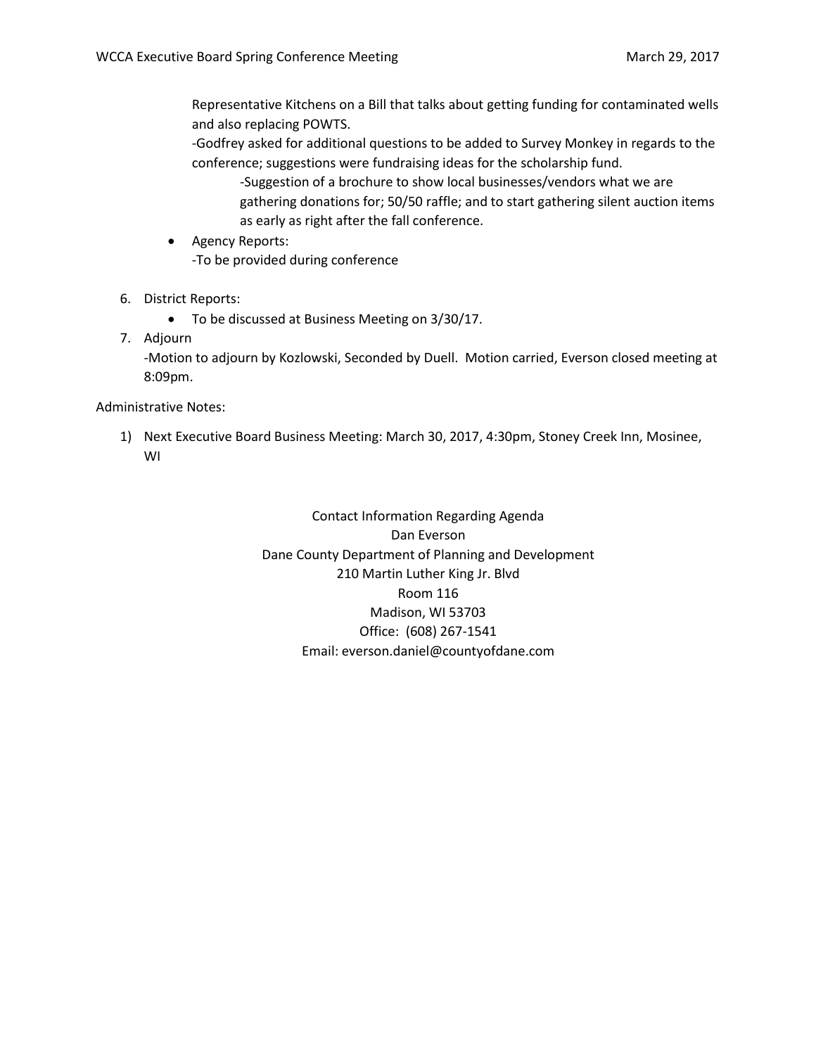Representative Kitchens on a Bill that talks about getting funding for contaminated wells and also replacing POWTS.

-Godfrey asked for additional questions to be added to Survey Monkey in regards to the conference; suggestions were fundraising ideas for the scholarship fund.

-Suggestion of a brochure to show local businesses/vendors what we are gathering donations for; 50/50 raffle; and to start gathering silent auction items as early as right after the fall conference.

- Agency Reports:
  -To be provided during conference

6. District Reports:
   - To be discussed at Business Meeting on 3/30/17.
7. Adjourn
   -Motion to adjourn by Kozlowski, Seconded by Duell. Motion carried, Everson closed meeting at 8:09pm.

Administrative Notes:

1) Next Executive Board Business Meeting: March 30, 2017, 4:30pm, Stoney Creek Inn, Mosinee, WI

Contact Information Regarding Agenda
Dan Everson
Dane County Department of Planning and Development
210 Martin Luther King Jr. Blvd
Room 116
Madison, WI 53703
Office: (608) 267-1541
Email: everson.daniel@countyofdane.com